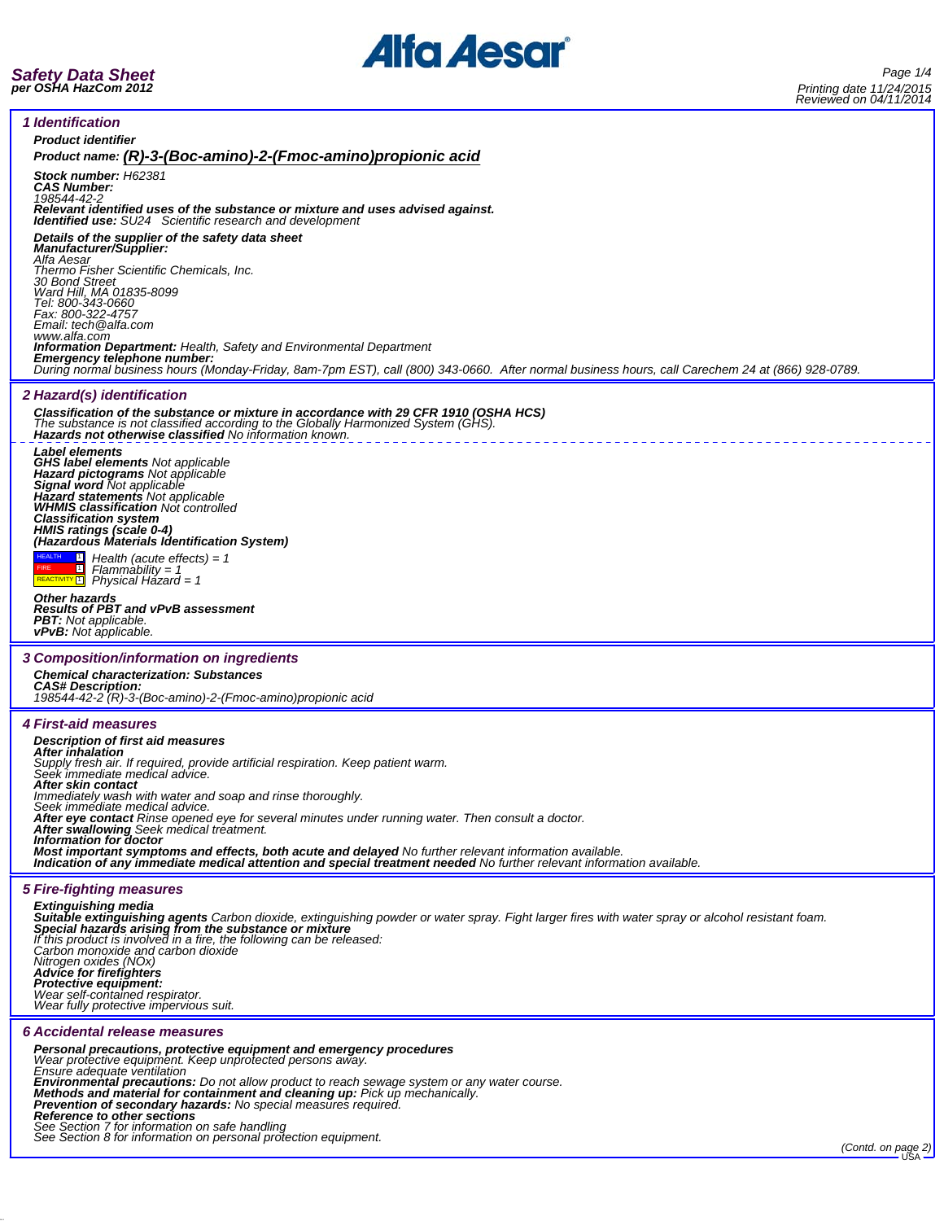**Safety Data Sheet**
**per OSHA HazCom 2012**

Printing date 11/24/2015
Reviewed on 04/11/2014

## 1 Identification

**Product identifier**

**Product name: (R)-3-(Boc-amino)-2-(Fmoc-amino)propionic acid**

**Stock number:** H62381
**CAS Number:**
198544-42-2
**Relevant identified uses of the substance or mixture and uses advised against.**
**Identified use:** SU24 Scientific research and development

**Details of the supplier of the safety data sheet**
**Manufacturer/Supplier:**
Alfa Aesar
Thermo Fisher Scientific Chemicals, Inc.
30 Bond Street
Ward Hill, MA 01835-8099
Tel: 800-343-0660
Fax: 800-322-4757
Email: tech@alfa.com
www.alfa.com
**Information Department:** Health, Safety and Environmental Department
**Emergency telephone number:**
During normal business hours (Monday-Friday, 8am-7pm EST), call (800) 343-0660. After normal business hours, call Carechem 24 at (866) 928-0789.

## 2 Hazard(s) identification

**Classification of the substance or mixture in accordance with 29 CFR 1910 (OSHA HCS)**
The substance is not classified according to the Globally Harmonized System (GHS).
**Hazards not otherwise classified** No information known.

**Label elements**
**GHS label elements** Not applicable
**Hazard pictograms** Not applicable
**Signal word** Not applicable
**Hazard statements** Not applicable
**WHMIS classification** Not controlled
**Classification system**
**HMIS ratings (scale 0-4)**
**(Hazardous Materials Identification System)**

| | | |
|---|---|---|
| HEALTH | 1 | Health (acute effects) = 1 |
| FIRE | 1 | Flammability = 1 |
| REACTIVITY | 1 | Physical Hazard = 1 |

**Other hazards**
**Results of PBT and vPvB assessment**
**PBT:** Not applicable.
**vPvB:** Not applicable.

## 3 Composition/information on ingredients

**Chemical characterization: Substances**
**CAS# Description:**
198544-42-2 (R)-3-(Boc-amino)-2-(Fmoc-amino)propionic acid

## 4 First-aid measures

**Description of first aid measures**
**After inhalation**
Supply fresh air. If required, provide artificial respiration. Keep patient warm.
Seek immediate medical advice.
**After skin contact**
Immediately wash with water and soap and rinse thoroughly.
Seek immediate medical advice.
**After eye contact** Rinse opened eye for several minutes under running water. Then consult a doctor.
**After swallowing** Seek medical treatment.
**Information for doctor**
**Most important symptoms and effects, both acute and delayed** No further relevant information available.
**Indication of any immediate medical attention and special treatment needed** No further relevant information available.

## 5 Fire-fighting measures

**Extinguishing media**
**Suitable extinguishing agents** Carbon dioxide, extinguishing powder or water spray. Fight larger fires with water spray or alcohol resistant foam.
**Special hazards arising from the substance or mixture**
If this product is involved in a fire, the following can be released:
Carbon monoxide and carbon dioxide
Nitrogen oxides (NOx)
**Advice for firefighters**
**Protective equipment:**
Wear self-contained respirator.
Wear fully protective impervious suit.

## 6 Accidental release measures

**Personal precautions, protective equipment and emergency procedures**
Wear protective equipment. Keep unprotected persons away.
Ensure adequate ventilation
**Environmental precautions:** Do not allow product to reach sewage system or any water course.
**Methods and material for containment and cleaning up:** Pick up mechanically.
**Prevention of secondary hazards:** No special measures required.
**Reference to other sections**
See Section 7 for information on safe handling
See Section 8 for information on personal protection equipment.

(Contd. on page 2)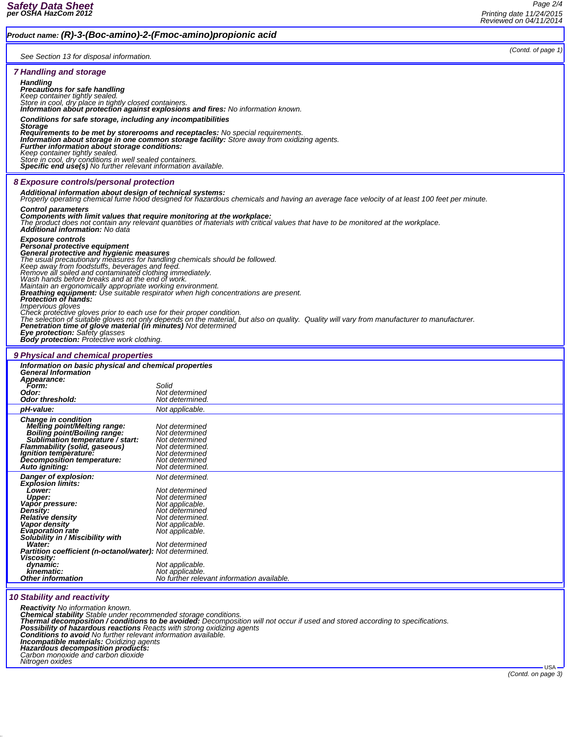**Product name: (R)-3-(Boc-amino)-2-(Fmoc-amino)propionic acid**

*(Contd. of page 1)*

See Section 13 for disposal information.

## 7 Handling and storage

**Handling**
**Precautions for safe handling**
Keep container tightly sealed.
Store in cool, dry place in tightly closed containers.
**Information about protection against explosions and fires:** No information known.

**Conditions for safe storage, including any incompatibilities**
**Storage**
**Requirements to be met by storerooms and receptacles:** No special requirements.
**Information about storage in one common storage facility:** Store away from oxidizing agents.
**Further information about storage conditions:**
Keep container tightly sealed.
Store in cool, dry conditions in well sealed containers.
**Specific end use(s)** No further relevant information available.

## 8 Exposure controls/personal protection

**Additional information about design of technical systems:**
Properly operating chemical fume hood designed for hazardous chemicals and having an average face velocity of at least 100 feet per minute.

**Control parameters**
**Components with limit values that require monitoring at the workplace:**
The product does not contain any relevant quantities of materials with critical values that have to be monitored at the workplace.
**Additional information:** No data

**Exposure controls**
**Personal protective equipment**
**General protective and hygienic measures**
The usual precautionary measures for handling chemicals should be followed.
Keep away from foodstuffs, beverages and feed.
Remove all soiled and contaminated clothing immediately.
Wash hands before breaks and at the end of work.
Maintain an ergonomically appropriate working environment.
**Breathing equipment:** Use suitable respirator when high concentrations are present.
**Protection of hands:**
Impervious gloves
Check protective gloves prior to each use for their proper condition.
The selection of suitable gloves not only depends on the material, but also on quality. Quality will vary from manufacturer to manufacturer.
**Penetration time of glove material (in minutes)** Not determined
**Eye protection:** Safety glasses
**Body protection:** Protective work clothing.

## 9 Physical and chemical properties

**Information on basic physical and chemical properties**
**General Information**

| | |
|---|---|
| **Appearance:** | |
| **Form:** | Solid |
| **Odor:** | Not determined |
| **Odor threshold:** | Not determined. |
| **pH-value:** | Not applicable. |
| **Change in condition** | |
| **Melting point/Melting range:** | Not determined |
| **Boiling point/Boiling range:** | Not determined |
| **Sublimation temperature / start:** | Not determined |
| **Flammability (solid, gaseous)** | Not determined. |
| **Ignition temperature:** | Not determined |
| **Decomposition temperature:** | Not determined |
| **Auto igniting:** | Not determined. |
| **Danger of explosion:** | Not determined. |
| **Explosion limits:** | |
| **Lower:** | Not determined |
| **Upper:** | Not determined |
| **Vapor pressure:** | Not applicable. |
| **Density:** | Not determined |
| **Relative density** | Not determined. |
| **Vapor density** | Not applicable. |
| **Evaporation rate** | Not applicable. |
| **Solubility in / Miscibility with** | |
| **Water:** | Not determined |
| **Partition coefficient (n-octanol/water):** | Not determined. |
| **Viscosity:** | |
| **dynamic:** | Not applicable. |
| **kinematic:** | Not applicable. |
| **Other information** | No further relevant information available. |

## 10 Stability and reactivity

**Reactivity** No information known.
**Chemical stability** Stable under recommended storage conditions.
**Thermal decomposition / conditions to be avoided:** Decomposition will not occur if used and stored according to specifications.
**Possibility of hazardous reactions** Reacts with strong oxidizing agents
**Conditions to avoid** No further relevant information available.
**Incompatible materials:** Oxidizing agents
**Hazardous decomposition products:**
Carbon monoxide and carbon dioxide
Nitrogen oxides

*(Contd. on page 3)*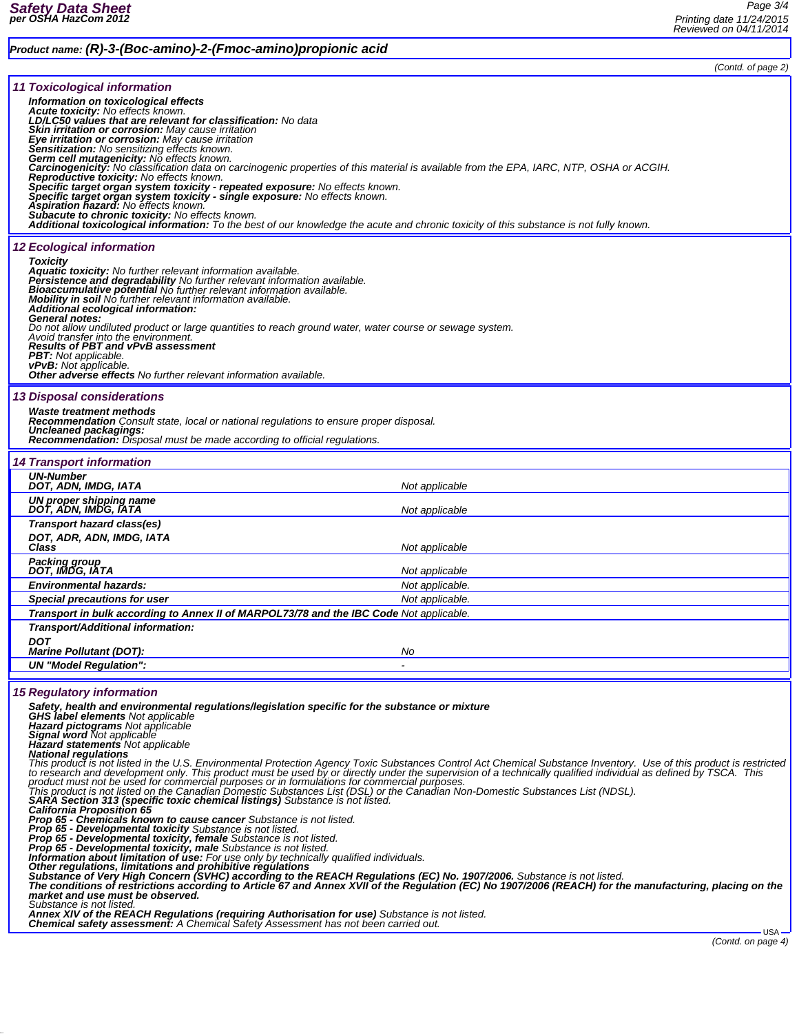**Product name: (R)-3-(Boc-amino)-2-(Fmoc-amino)propionic acid**

(Contd. of page 2)

## 11 Toxicological information

- ***Information on toxicological effects***
- ***Acute toxicity:*** *No effects known.*
- ***LD/LC50 values that are relevant for classification:*** *No data*
- ***Skin irritation or corrosion:*** *May cause irritation*
- ***Eye irritation or corrosion:*** *May cause irritation*
- ***Sensitization:*** *No sensitizing effects known.*
- ***Germ cell mutagenicity:*** *No effects known.*
- ***Carcinogenicity:*** *No classification data on carcinogenic properties of this material is available from the EPA, IARC, NTP, OSHA or ACGIH.*
- ***Reproductive toxicity:*** *No effects known.*
- ***Specific target organ system toxicity - repeated exposure:*** *No effects known.*
- ***Specific target organ system toxicity - single exposure:*** *No effects known.*
- ***Aspiration hazard:*** *No effects known.*
- ***Subacute to chronic toxicity:*** *No effects known.*
- ***Additional toxicological information:*** *To the best of our knowledge the acute and chronic toxicity of this substance is not fully known.*

## 12 Ecological information

- ***Toxicity***
- ***Aquatic toxicity:*** *No further relevant information available.*
- ***Persistence and degradability*** *No further relevant information available.*
- ***Bioaccumulative potential*** *No further relevant information available.*
- ***Mobility in soil*** *No further relevant information available.*
- ***Additional ecological information:***
- ***General notes:***
  *Do not allow undiluted product or large quantities to reach ground water, water course or sewage system.*
  *Avoid transfer into the environment.*
- ***Results of PBT and vPvB assessment***
- ***PBT:*** *Not applicable.*
- ***vPvB:*** *Not applicable.*
- ***Other adverse effects*** *No further relevant information available.*

## 13 Disposal considerations

- ***Waste treatment methods***
- ***Recommendation*** *Consult state, local or national regulations to ensure proper disposal.*
- ***Uncleaned packagings:***
- ***Recommendation:*** *Disposal must be made according to official regulations.*

## 14 Transport information

| | |
|---|---|
| ***UN-Number*** ***DOT, ADN, IMDG, IATA*** | *Not applicable* |
| ***UN proper shipping name*** ***DOT, ADN, IMDG, IATA*** | *Not applicable* |
| ***Transport hazard class(es)*** ***DOT, ADR, ADN, IMDG, IATA*** ***Class*** | *Not applicable* |
| ***Packing group*** ***DOT, IMDG, IATA*** | *Not applicable* |
| ***Environmental hazards:*** | *Not applicable.* |
| ***Special precautions for user*** | *Not applicable.* |
| ***Transport in bulk according to Annex II of MARPOL73/78 and the IBC Code*** | *Not applicable.* |
| ***Transport/Additional information:*** ***DOT*** ***Marine Pollutant (DOT):*** | *No* |
| ***UN "Model Regulation":*** | *-* |

## 15 Regulatory information

- ***Safety, health and environmental regulations/legislation specific for the substance or mixture***
- ***GHS label elements*** *Not applicable*
- ***Hazard pictograms*** *Not applicable*
- ***Signal word*** *Not applicable*
- ***Hazard statements*** *Not applicable*
- ***National regulations***
  *This product is not listed in the U.S. Environmental Protection Agency Toxic Substances Control Act Chemical Substance Inventory. Use of this product is restricted to research and development only. This product must be used by or directly under the supervision of a technically qualified individual as defined by TSCA. This product must not be used for commercial purposes or in formulations for commercial purposes.*
  *This product is not listed on the Canadian Domestic Substances List (DSL) or the Canadian Non-Domestic Substances List (NDSL).*
- ***SARA Section 313 (specific toxic chemical listings)*** *Substance is not listed.*
- ***California Proposition 65***
- ***Prop 65 - Chemicals known to cause cancer*** *Substance is not listed.*
- ***Prop 65 - Developmental toxicity*** *Substance is not listed.*
- ***Prop 65 - Developmental toxicity, female*** *Substance is not listed.*
- ***Prop 65 - Developmental toxicity, male*** *Substance is not listed.*
- ***Information about limitation of use:*** *For use only by technically qualified individuals.*
- ***Other regulations, limitations and prohibitive regulations***
- ***Substance of Very High Concern (SVHC) according to the REACH Regulations (EC) No. 1907/2006.*** *Substance is not listed.*
- ***The conditions of restrictions according to Article 67 and Annex XVII of the Regulation (EC) No 1907/2006 (REACH) for the manufacturing, placing on the market and use must be observed.***
  *Substance is not listed.*
- ***Annex XIV of the REACH Regulations (requiring Authorisation for use)*** *Substance is not listed.*
- ***Chemical safety assessment:*** *A Chemical Safety Assessment has not been carried out.*

(Contd. on page 4)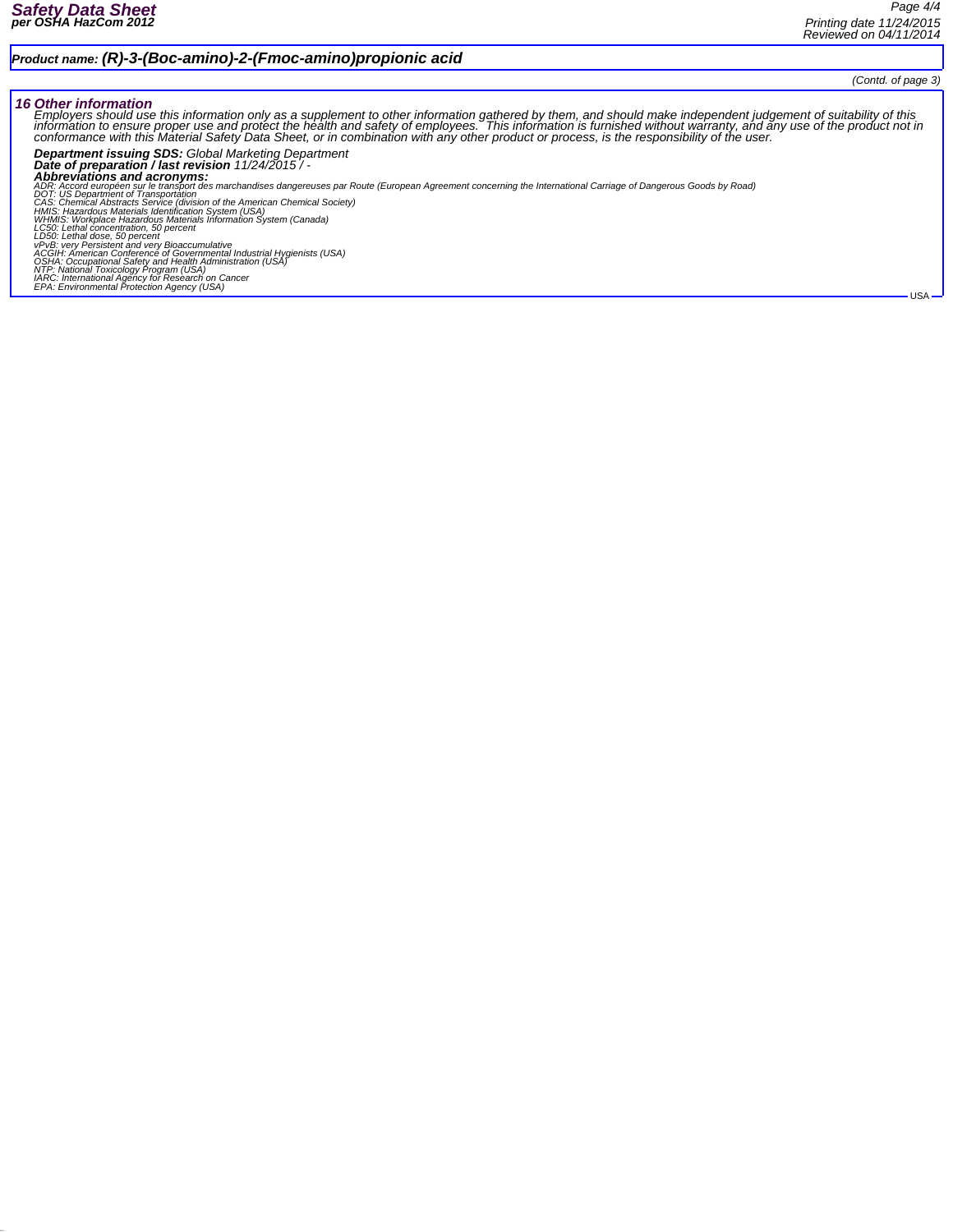**Product name: *(R)-3-(Boc-amino)-2-(Fmoc-amino)propionic acid***

*(Contd. of page 3)*

## 16 Other information

*Employers should use this information only as a supplement to other information gathered by them, and should make independent judgement of suitability of this information to ensure proper use and protect the health and safety of employees. This information is furnished without warranty, and any use of the product not in conformance with this Material Safety Data Sheet, or in combination with any other product or process, is the responsibility of the user.*

***Department issuing SDS:*** *Global Marketing Department*

***Date of preparation / last revision*** *11/24/2015 / -*

***Abbreviations and acronyms:***

*ADR: Accord européen sur le transport des marchandises dangereuses par Route (European Agreement concerning the International Carriage of Dangerous Goods by Road)*
*DOT: US Department of Transportation*
*CAS: Chemical Abstracts Service (division of the American Chemical Society)*
*HMIS: Hazardous Materials Identification System (USA)*
*WHMIS: Workplace Hazardous Materials Information System (Canada)*
*LC50: Lethal concentration, 50 percent*
*LD50: Lethal dose, 50 percent*
*vPvB: very Persistent and very Bioaccumulative*
*ACGIH: American Conference of Governmental Industrial Hygienists (USA)*
*OSHA: Occupational Safety and Health Administration (USA)*
*NTP: National Toxicology Program (USA)*
*IARC: International Agency for Research on Cancer*
*EPA: Environmental Protection Agency (USA)*